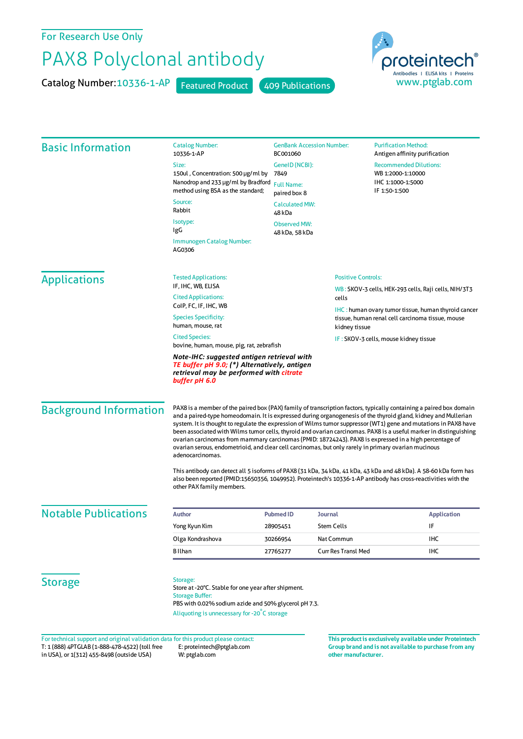For Research Use Only

# PAX8 Polyclonal antibody

**Catalog Number:** 10336-1-AP  Featured Product  409 Publications

proteintech®
Antibodies | ELISA kits | Proteins
www.ptglab.com

## Basic Information

**Catalog Number:**
10336-1-AP

**Size:**
150ul , Concentration: 500 μg/ml by Nanodrop and 233 μg/ml by Bradford method using BSA as the standard;

**Source:**
Rabbit

**Isotype:**
IgG

**Immunogen Catalog Number:**
AG0306

**GenBank Accession Number:**
BC001060

**GeneID (NCBI):**
7849

**Full Name:**
paired box 8

**Calculated MW:**
48 kDa

**Observed MW:**
48 kDa, 58 kDa

**Purification Method:**
Antigen affinity purification

**Recommended Dilutions:**
WB 1:2000-1:10000
IHC 1:1000-1:5000
IF 1:50-1:500

## Applications

**Tested Applications:**
IF, IHC, WB, ELISA

**Cited Applications:**
CoIP, FC, IF, IHC, WB

**Species Specificity:**
human, mouse, rat

**Cited Species:**
bovine, human, mouse, pig, rat, zebrafish

***Note-IHC: suggested antigen retrieval with TE buffer pH 9.0; (\*) Alternatively, antigen retrieval may be performed with citrate buffer pH 6.0***

**Positive Controls:**

WB : SKOV-3 cells, HEK-293 cells, Raji cells, NIH/3T3 cells

IHC : human ovary tumor tissue, human thyroid cancer tissue, human renal cell carcinoma tissue, mouse kidney tissue

IF : SKOV-3 cells, mouse kidney tissue

## Background Information

PAX8 is a member of the paired box (PAX) family of transcription factors, typically containing a paired box domain and a paired-type homeodomain. It is expressed during organogenesis of the thyroid gland, kidney and Mullerian system. It is thought to regulate the expression of Wilms tumor suppressor (WT1) gene and mutations in PAX8 have been associated with Wilms tumor cells, thyroid and ovarian carcinomas. PAX8 is a useful marker in distinguishing ovarian carcinomas from mammary carcinomas (PMID: 18724243). PAX8 is expressed in a high percentage of ovarian serous, endometrioid, and clear cell carcinomas, but only rarely in primary ovarian mucinous adenocarcinomas.

This antibody can detect all 5 isoforms of PAX8 (31 kDa, 34 kDa, 41 kDa, 43 kDa and 48 kDa). A 58-60 kDa form has also been reported (PMID:15650356, 1049952). Proteintech's 10336-1-AP antibody has cross-reactivities with the other PAX family members.

## Notable Publications

| Author | Pubmed ID | Journal | Application |
|---|---|---|---|
| Yong Kyun Kim | 28905451 | Stem Cells | IF |
| Olga Kondrashova | 30266954 | Nat Commun | IHC |
| B Ilhan | 27765277 | Curr Res Transl Med | IHC |

## Storage

**Storage:**
Store at -20°C. Stable for one year after shipment.

**Storage Buffer:**
PBS with 0.02% sodium azide and 50% glycerol pH 7.3.

Aliquoting is unnecessary for -20°C storage

For technical support and original validation data for this product please contact:
T: 1 (888) 4PTGLAB (1-888-478-4522) (toll free in USA), or 1(312) 455-8498 (outside USA)
E: proteintech@ptglab.com
W: ptglab.com

**This product is exclusively available under Proteintech Group brand and is not available to purchase from any other manufacturer.**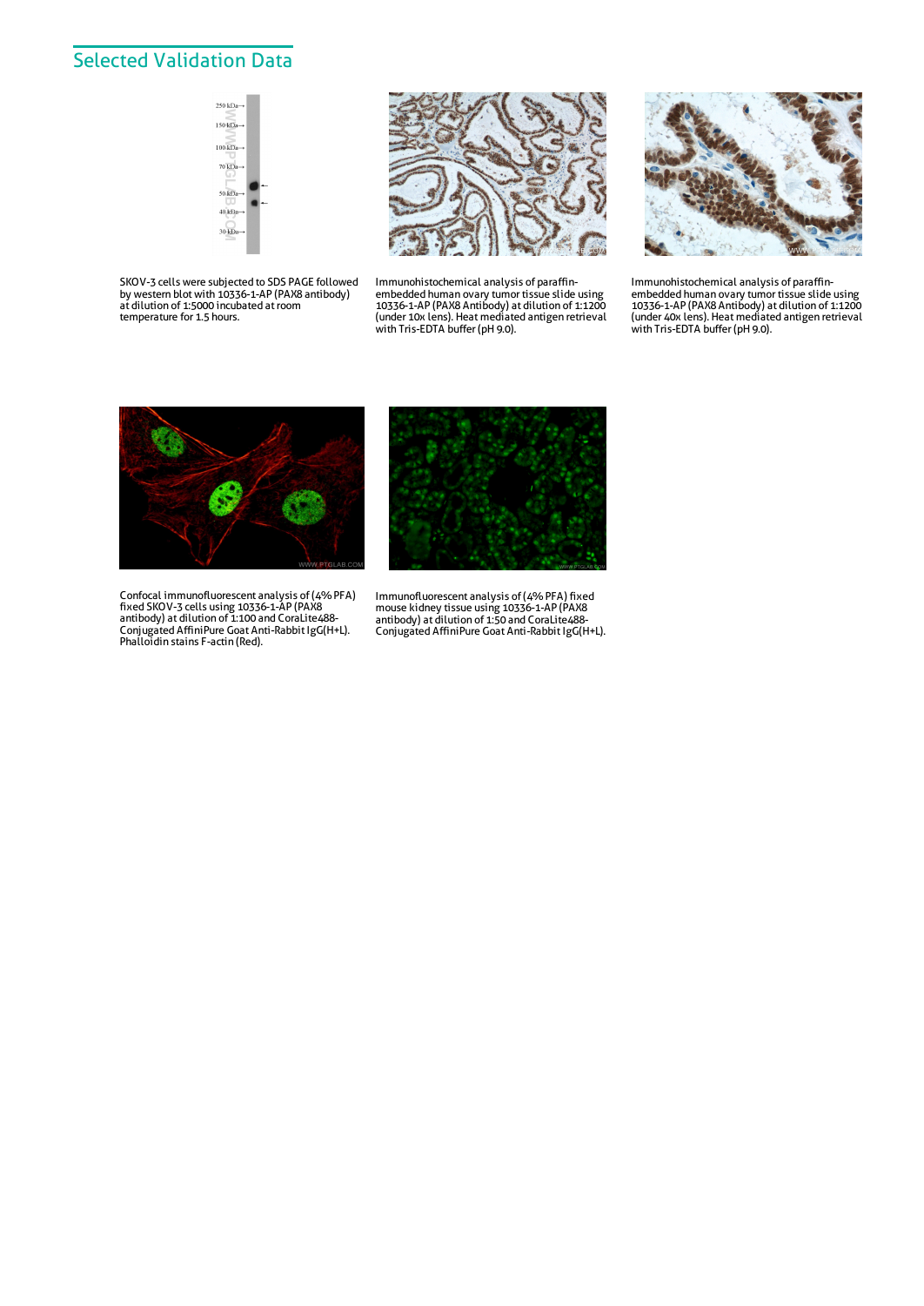## Selected Validation Data

250 kDa→
150 kDa→
100 kDa→
70 kDa→
50 kDa→
40 kDa→
30 kDa→

SKOV-3 cells were subjected to SDS PAGE followed by western blot with 10336-1-AP (PAX8 antibody) at dilution of 1:5000 incubated at room temperature for 1.5 hours.

Immunohistochemical analysis of paraffin-embedded human ovary tumor tissue slide using 10336-1-AP (PAX8 Antibody) at dilution of 1:1200 (under 10x lens). Heat mediated antigen retrieval with Tris-EDTA buffer (pH 9.0).

Immunohistochemical analysis of paraffin-embedded human ovary tumor tissue slide using 10336-1-AP (PAX8 Antibody) at dilution of 1:1200 (under 40x lens). Heat mediated antigen retrieval with Tris-EDTA buffer (pH 9.0).

Confocal immunofluorescent analysis of (4% PFA) fixed SKOV-3 cells using 10336-1-AP (PAX8 antibody) at dilution of 1:100 and CoraLite488-Conjugated AffiniPure Goat Anti-Rabbit IgG(H+L). Phalloidin stains F-actin (Red).

Immunofluorescent analysis of (4% PFA) fixed mouse kidney tissue using 10336-1-AP (PAX8 antibody) at dilution of 1:50 and CoraLite488-Conjugated AffiniPure Goat Anti-Rabbit IgG(H+L).